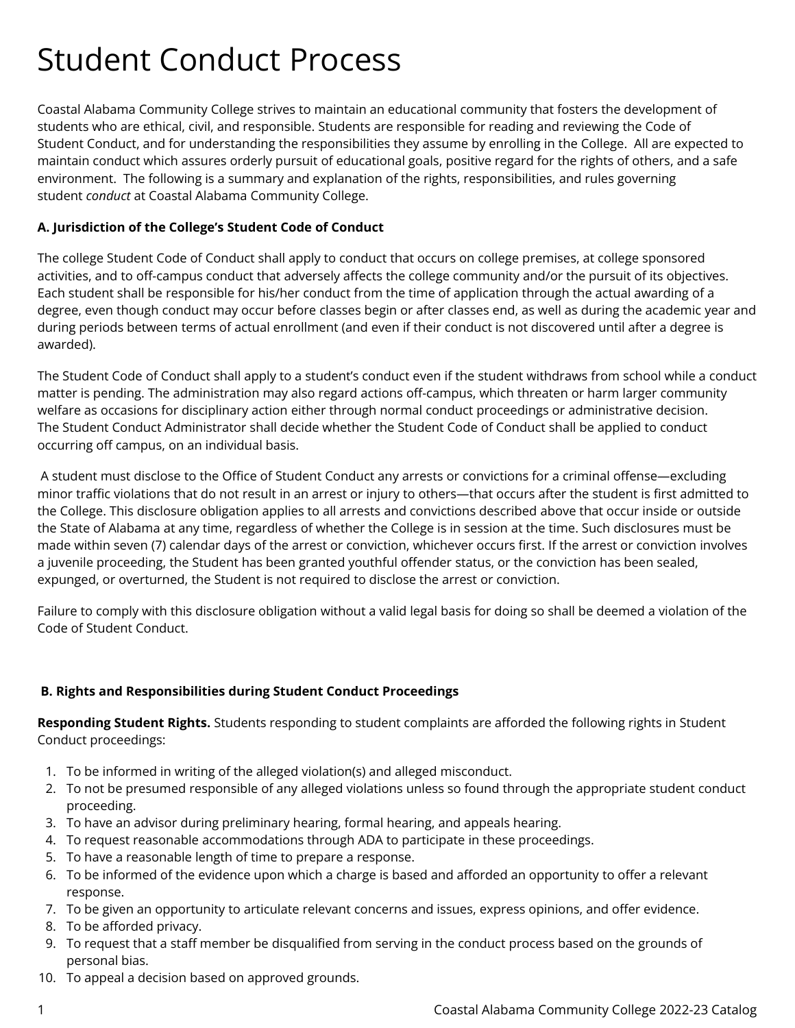# Student Conduct Process

Coastal Alabama Community College strives to maintain an educational community that fosters the development of students who are ethical, civil, and responsible. Students are responsible for reading and reviewing the Code of Student Conduct, and for understanding the responsibilities they assume by enrolling in the College. All are expected to maintain conduct which assures orderly pursuit of educational goals, positive regard for the rights of others, and a safe environment. The following is a summary and explanation of the rights, responsibilities, and rules governing student *conduct* at Coastal Alabama Community College.

**A. Jurisdiction of the College's Student Code of Conduct**

The college Student Code of Conduct shall apply to conduct that occurs on college premises, at college sponsored activities, and to off-campus conduct that adversely affects the college community and/or the pursuit of its objectives. Each student shall be responsible for his/her conduct from the time of application through the actual awarding of a degree, even though conduct may occur before classes begin or after classes end, as well as during the academic year and during periods between terms of actual enrollment (and even if their conduct is not discovered until after a degree is awarded).

The Student Code of Conduct shall apply to a student's conduct even if the student withdraws from school while a conduct matter is pending. The administration may also regard actions off-campus, which threaten or harm larger community welfare as occasions for disciplinary action either through normal conduct proceedings or administrative decision. The Student Conduct Administrator shall decide whether the Student Code of Conduct shall be applied to conduct occurring off campus, on an individual basis.

A student must disclose to the Office of Student Conduct any arrests or convictions for a criminal offense—excluding minor traffic violations that do not result in an arrest or injury to others—that occurs after the student is first admitted to the College. This disclosure obligation applies to all arrests and convictions described above that occur inside or outside the State of Alabama at any time, regardless of whether the College is in session at the time. Such disclosures must be made within seven (7) calendar days of the arrest or conviction, whichever occurs first. If the arrest or conviction involves a juvenile proceeding, the Student has been granted youthful offender status, or the conviction has been sealed, expunged, or overturned, the Student is not required to disclose the arrest or conviction.

Failure to comply with this disclosure obligation without a valid legal basis for doing so shall be deemed a violation of the Code of Student Conduct.

**B. Rights and Responsibilities during Student Conduct Proceedings**

**Responding Student Rights.** Students responding to student complaints are afforded the following rights in Student Conduct proceedings:

1. To be informed in writing of the alleged violation(s) and alleged misconduct.
2. To not be presumed responsible of any alleged violations unless so found through the appropriate student conduct proceeding.
3. To have an advisor during preliminary hearing, formal hearing, and appeals hearing.
4. To request reasonable accommodations through ADA to participate in these proceedings.
5. To have a reasonable length of time to prepare a response.
6. To be informed of the evidence upon which a charge is based and afforded an opportunity to offer a relevant response.
7. To be given an opportunity to articulate relevant concerns and issues, express opinions, and offer evidence.
8. To be afforded privacy.
9. To request that a staff member be disqualified from serving in the conduct process based on the grounds of personal bias.
10. To appeal a decision based on approved grounds.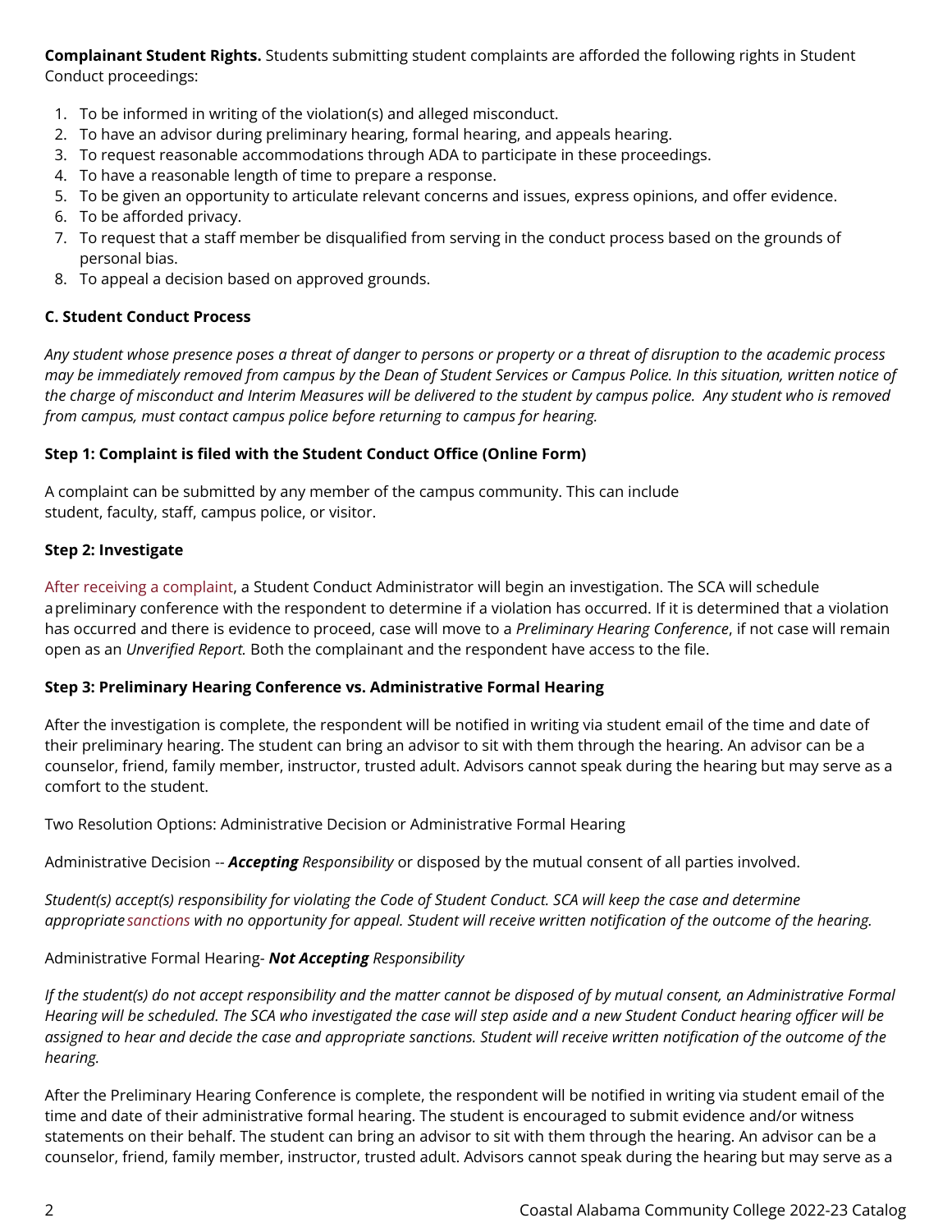**Complainant Student Rights.** Students submitting student complaints are afforded the following rights in Student Conduct proceedings:

1. To be informed in writing of the violation(s) and alleged misconduct.
2. To have an advisor during preliminary hearing, formal hearing, and appeals hearing.
3. To request reasonable accommodations through ADA to participate in these proceedings.
4. To have a reasonable length of time to prepare a response.
5. To be given an opportunity to articulate relevant concerns and issues, express opinions, and offer evidence.
6. To be afforded privacy.
7. To request that a staff member be disqualified from serving in the conduct process based on the grounds of personal bias.
8. To appeal a decision based on approved grounds.

### C. Student Conduct Process

*Any student whose presence poses a threat of danger to persons or property or a threat of disruption to the academic process may be immediately removed from campus by the Dean of Student Services or Campus Police. In this situation, written notice of the charge of misconduct and Interim Measures will be delivered to the student by campus police. Any student who is removed from campus, must contact campus police before returning to campus for hearing.*

#### Step 1: Complaint is filed with the Student Conduct Office (Online Form)

A complaint can be submitted by any member of the campus community. This can include student, faculty, staff, campus police, or visitor.

#### Step 2: Investigate

After receiving a complaint, a Student Conduct Administrator will begin an investigation. The SCA will schedule a preliminary conference with the respondent to determine if a violation has occurred. If it is determined that a violation has occurred and there is evidence to proceed, case will move to a *Preliminary Hearing Conference*, if not case will remain open as an *Unverified Report.* Both the complainant and the respondent have access to the file.

#### Step 3: Preliminary Hearing Conference vs. Administrative Formal Hearing

After the investigation is complete, the respondent will be notified in writing via student email of the time and date of their preliminary hearing. The student can bring an advisor to sit with them through the hearing. An advisor can be a counselor, friend, family member, instructor, trusted adult. Advisors cannot speak during the hearing but may serve as a comfort to the student.

Two Resolution Options: Administrative Decision or Administrative Formal Hearing

Administrative Decision -- ***Accepting*** *Responsibility* or disposed by the mutual consent of all parties involved.

*Student(s) accept(s) responsibility for violating the Code of Student Conduct. SCA will keep the case and determine appropriate sanctions with no opportunity for appeal. Student will receive written notification of the outcome of the hearing.*

Administrative Formal Hearing- ***Not Accepting*** *Responsibility*

*If the student(s) do not accept responsibility and the matter cannot be disposed of by mutual consent, an Administrative Formal Hearing will be scheduled. The SCA who investigated the case will step aside and a new Student Conduct hearing officer will be assigned to hear and decide the case and appropriate sanctions. Student will receive written notification of the outcome of the hearing.*

After the Preliminary Hearing Conference is complete, the respondent will be notified in writing via student email of the time and date of their administrative formal hearing. The student is encouraged to submit evidence and/or witness statements on their behalf. The student can bring an advisor to sit with them through the hearing. An advisor can be a counselor, friend, family member, instructor, trusted adult. Advisors cannot speak during the hearing but may serve as a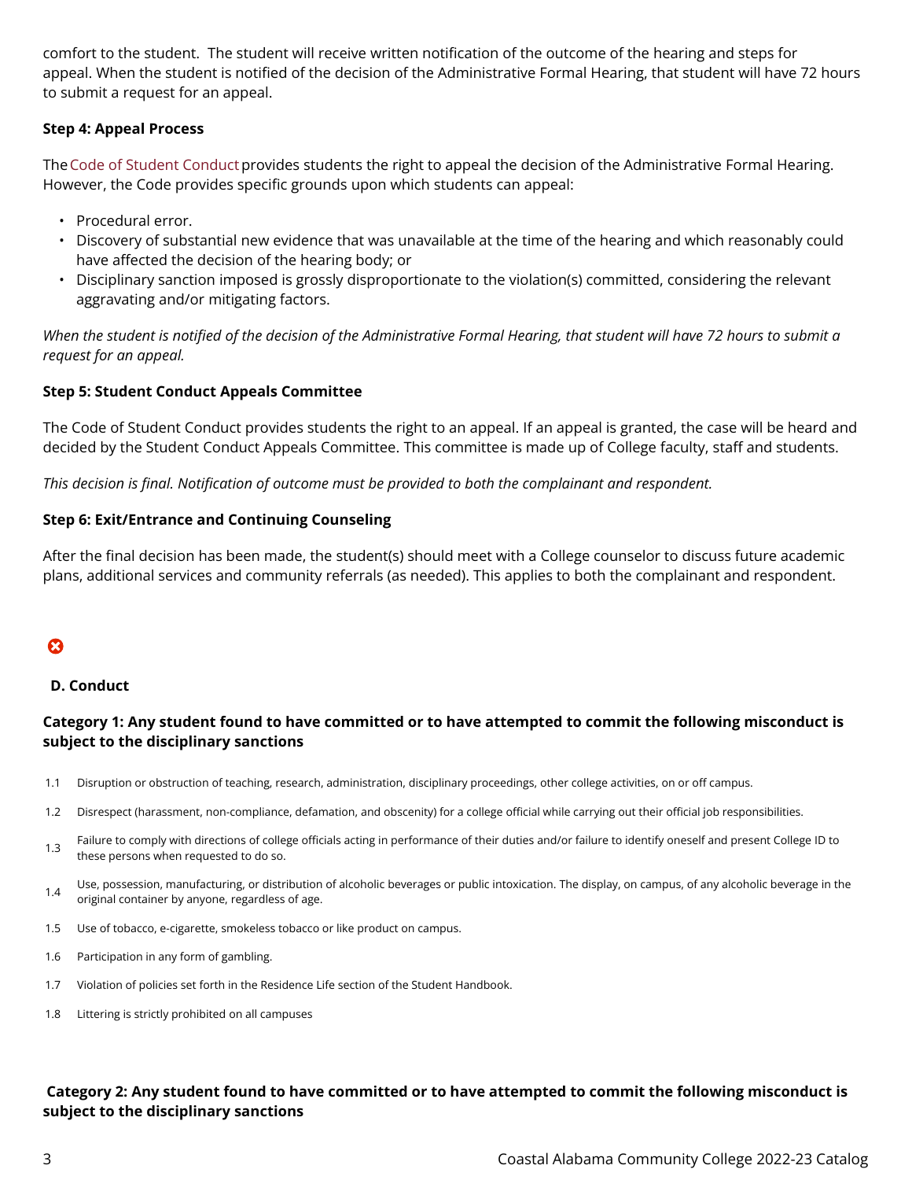comfort to the student. The student will receive written notification of the outcome of the hearing and steps for appeal. When the student is notified of the decision of the Administrative Formal Hearing, that student will have 72 hours to submit a request for an appeal.

**Step 4: Appeal Process**

The Code of Student Conduct provides students the right to appeal the decision of the Administrative Formal Hearing. However, the Code provides specific grounds upon which students can appeal:

- Procedural error.
- Discovery of substantial new evidence that was unavailable at the time of the hearing and which reasonably could have affected the decision of the hearing body; or
- Disciplinary sanction imposed is grossly disproportionate to the violation(s) committed, considering the relevant aggravating and/or mitigating factors.

*When the student is notified of the decision of the Administrative Formal Hearing, that student will have 72 hours to submit a request for an appeal.*

**Step 5: Student Conduct Appeals Committee**

The Code of Student Conduct provides students the right to an appeal. If an appeal is granted, the case will be heard and decided by the Student Conduct Appeals Committee. This committee is made up of College faculty, staff and students.

*This decision is final. Notification of outcome must be provided to both the complainant and respondent.*

**Step 6: Exit/Entrance and Continuing Counseling**

After the final decision has been made, the student(s) should meet with a College counselor to discuss future academic plans, additional services and community referrals (as needed). This applies to both the complainant and respondent.

**D. Conduct**

**Category 1: Any student found to have committed or to have attempted to commit the following misconduct is subject to the disciplinary sanctions**

| | |
|---|---|
| 1.1 | Disruption or obstruction of teaching, research, administration, disciplinary proceedings, other college activities, on or off campus. |
| 1.2 | Disrespect (harassment, non-compliance, defamation, and obscenity) for a college official while carrying out their official job responsibilities. |
| 1.3 | Failure to comply with directions of college officials acting in performance of their duties and/or failure to identify oneself and present College ID to these persons when requested to do so. |
| 1.4 | Use, possession, manufacturing, or distribution of alcoholic beverages or public intoxication. The display, on campus, of any alcoholic beverage in the original container by anyone, regardless of age. |
| 1.5 | Use of tobacco, e-cigarette, smokeless tobacco or like product on campus. |
| 1.6 | Participation in any form of gambling. |
| 1.7 | Violation of policies set forth in the Residence Life section of the Student Handbook. |
| 1.8 | Littering is strictly prohibited on all campuses |

**Category 2: Any student found to have committed or to have attempted to commit the following misconduct is subject to the disciplinary sanctions**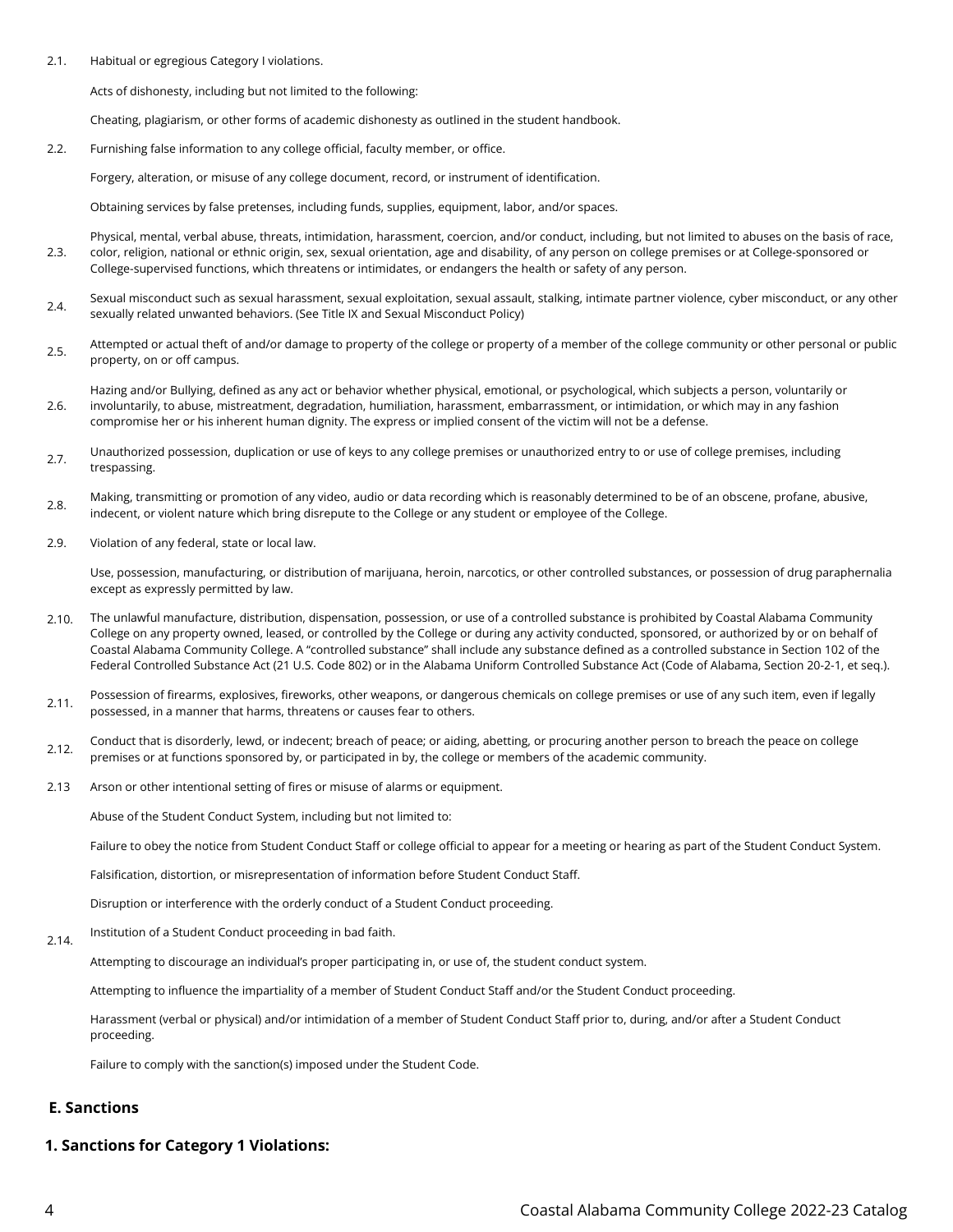2.1. Habitual or egregious Category I violations.

Acts of dishonesty, including but not limited to the following:

Cheating, plagiarism, or other forms of academic dishonesty as outlined in the student handbook.

2.2. Furnishing false information to any college official, faculty member, or office.

Forgery, alteration, or misuse of any college document, record, or instrument of identification.

Obtaining services by false pretenses, including funds, supplies, equipment, labor, and/or spaces.

2.3. Physical, mental, verbal abuse, threats, intimidation, harassment, coercion, and/or conduct, including, but not limited to abuses on the basis of race, color, religion, national or ethnic origin, sex, sexual orientation, age and disability, of any person on college premises or at College-sponsored or College-supervised functions, which threatens or intimidates, or endangers the health or safety of any person.

2.4. Sexual misconduct such as sexual harassment, sexual exploitation, sexual assault, stalking, intimate partner violence, cyber misconduct, or any other sexually related unwanted behaviors. (See Title IX and Sexual Misconduct Policy)

2.5. Attempted or actual theft of and/or damage to property of the college or property of a member of the college community or other personal or public property, on or off campus.

2.6. Hazing and/or Bullying, defined as any act or behavior whether physical, emotional, or psychological, which subjects a person, voluntarily or involuntarily, to abuse, mistreatment, degradation, humiliation, harassment, embarrassment, or intimidation, or which may in any fashion compromise her or his inherent human dignity. The express or implied consent of the victim will not be a defense.

2.7. Unauthorized possession, duplication or use of keys to any college premises or unauthorized entry to or use of college premises, including trespassing.

2.8. Making, transmitting or promotion of any video, audio or data recording which is reasonably determined to be of an obscene, profane, abusive, indecent, or violent nature which bring disrepute to the College or any student or employee of the College.

2.9. Violation of any federal, state or local law.

Use, possession, manufacturing, or distribution of marijuana, heroin, narcotics, or other controlled substances, or possession of drug paraphernalia except as expressly permitted by law.

2.10. The unlawful manufacture, distribution, dispensation, possession, or use of a controlled substance is prohibited by Coastal Alabama Community College on any property owned, leased, or controlled by the College or during any activity conducted, sponsored, or authorized by or on behalf of Coastal Alabama Community College. A "controlled substance" shall include any substance defined as a controlled substance in Section 102 of the Federal Controlled Substance Act (21 U.S. Code 802) or in the Alabama Uniform Controlled Substance Act (Code of Alabama, Section 20-2-1, et seq.).

2.11. Possession of firearms, explosives, fireworks, other weapons, or dangerous chemicals on college premises or use of any such item, even if legally possessed, in a manner that harms, threatens or causes fear to others.

2.12. Conduct that is disorderly, lewd, or indecent; breach of peace; or aiding, abetting, or procuring another person to breach the peace on college premises or at functions sponsored by, or participated in by, the college or members of the academic community.

2.13 Arson or other intentional setting of fires or misuse of alarms or equipment.

2.14. Abuse of the Student Conduct System, including but not limited to:

Failure to obey the notice from Student Conduct Staff or college official to appear for a meeting or hearing as part of the Student Conduct System.

Falsification, distortion, or misrepresentation of information before Student Conduct Staff.

Disruption or interference with the orderly conduct of a Student Conduct proceeding.

Institution of a Student Conduct proceeding in bad faith.

Attempting to discourage an individual's proper participating in, or use of, the student conduct system.

Attempting to influence the impartiality of a member of Student Conduct Staff and/or the Student Conduct proceeding.

Harassment (verbal or physical) and/or intimidation of a member of Student Conduct Staff prior to, during, and/or after a Student Conduct proceeding.

Failure to comply with the sanction(s) imposed under the Student Code.

### E. Sanctions

#### 1. Sanctions for Category 1 Violations: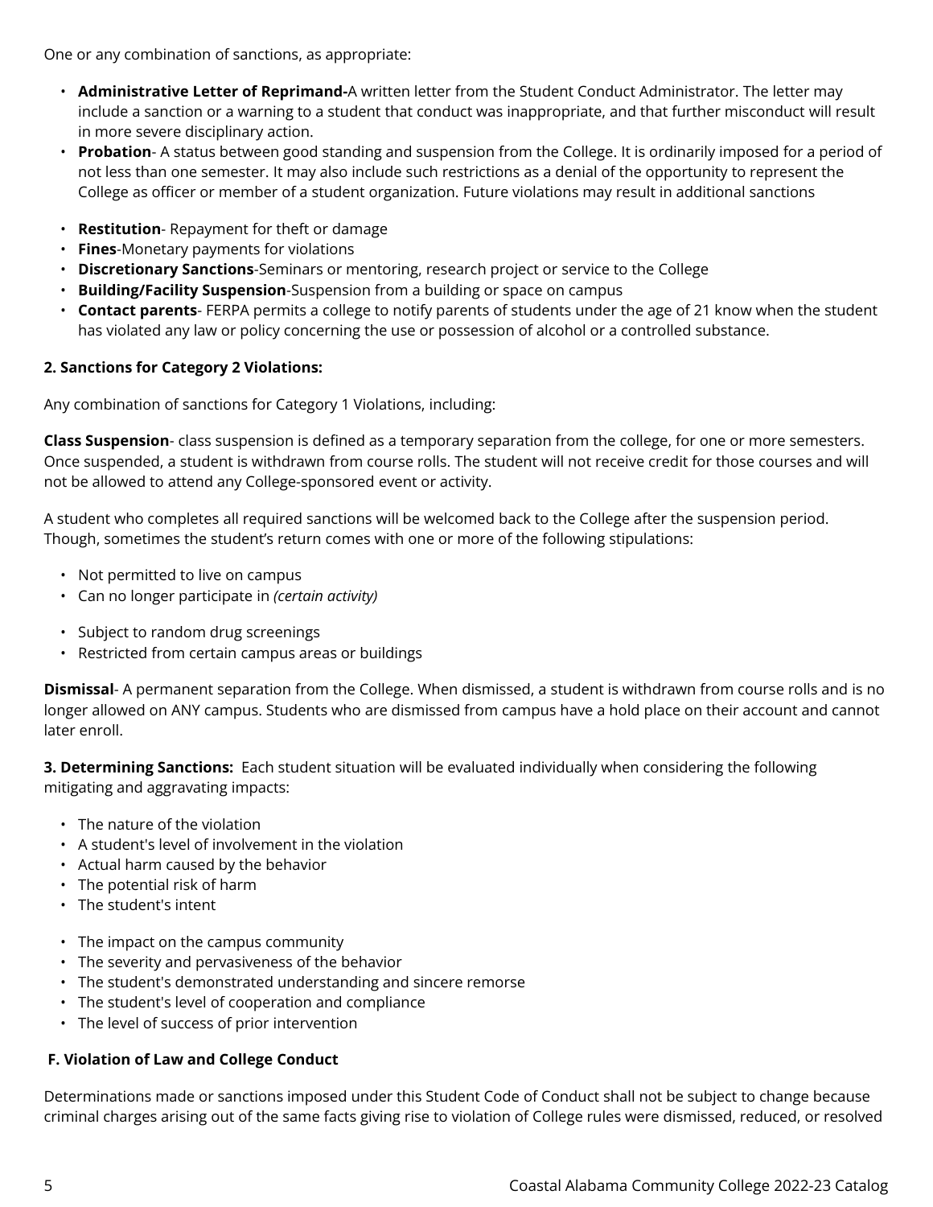One or any combination of sanctions, as appropriate:

- **Administrative Letter of Reprimand-**A written letter from the Student Conduct Administrator. The letter may include a sanction or a warning to a student that conduct was inappropriate, and that further misconduct will result in more severe disciplinary action.
- **Probation**- A status between good standing and suspension from the College. It is ordinarily imposed for a period of not less than one semester. It may also include such restrictions as a denial of the opportunity to represent the College as officer or member of a student organization. Future violations may result in additional sanctions
- **Restitution**- Repayment for theft or damage
- **Fines**-Monetary payments for violations
- **Discretionary Sanctions**-Seminars or mentoring, research project or service to the College
- **Building/Facility Suspension**-Suspension from a building or space on campus
- **Contact parents**- FERPA permits a college to notify parents of students under the age of 21 know when the student has violated any law or policy concerning the use or possession of alcohol or a controlled substance.

**2. Sanctions for Category 2 Violations:**

Any combination of sanctions for Category 1 Violations, including:

**Class Suspension**- class suspension is defined as a temporary separation from the college, for one or more semesters. Once suspended, a student is withdrawn from course rolls. The student will not receive credit for those courses and will not be allowed to attend any College-sponsored event or activity.

A student who completes all required sanctions will be welcomed back to the College after the suspension period. Though, sometimes the student's return comes with one or more of the following stipulations:

- Not permitted to live on campus
- Can no longer participate in *(certain activity)*
- Subject to random drug screenings
- Restricted from certain campus areas or buildings

**Dismissal**- A permanent separation from the College. When dismissed, a student is withdrawn from course rolls and is no longer allowed on ANY campus. Students who are dismissed from campus have a hold place on their account and cannot later enroll.

**3. Determining Sanctions:** Each student situation will be evaluated individually when considering the following mitigating and aggravating impacts:

- The nature of the violation
- A student's level of involvement in the violation
- Actual harm caused by the behavior
- The potential risk of harm
- The student's intent
- The impact on the campus community
- The severity and pervasiveness of the behavior
- The student's demonstrated understanding and sincere remorse
- The student's level of cooperation and compliance
- The level of success of prior intervention

**F. Violation of Law and College Conduct**

Determinations made or sanctions imposed under this Student Code of Conduct shall not be subject to change because criminal charges arising out of the same facts giving rise to violation of College rules were dismissed, reduced, or resolved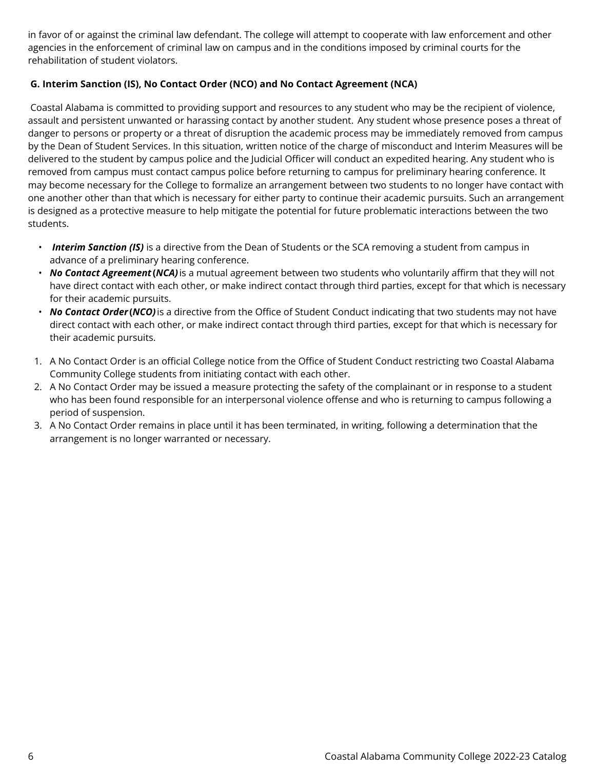in favor of or against the criminal law defendant. The college will attempt to cooperate with law enforcement and other agencies in the enforcement of criminal law on campus and in the conditions imposed by criminal courts for the rehabilitation of student violators.

### G. Interim Sanction (IS), No Contact Order (NCO) and No Contact Agreement (NCA)

Coastal Alabama is committed to providing support and resources to any student who may be the recipient of violence, assault and persistent unwanted or harassing contact by another student. Any student whose presence poses a threat of danger to persons or property or a threat of disruption the academic process may be immediately removed from campus by the Dean of Student Services. In this situation, written notice of the charge of misconduct and Interim Measures will be delivered to the student by campus police and the Judicial Officer will conduct an expedited hearing. Any student who is removed from campus must contact campus police before returning to campus for preliminary hearing conference. It may become necessary for the College to formalize an arrangement between two students to no longer have contact with one another other than that which is necessary for either party to continue their academic pursuits. Such an arrangement is designed as a protective measure to help mitigate the potential for future problematic interactions between the two students.

- ***Interim Sanction (IS)*** is a directive from the Dean of Students or the SCA removing a student from campus in advance of a preliminary hearing conference.
- ***No Contact Agreement*** **(*NCA)*** is a mutual agreement between two students who voluntarily affirm that they will not have direct contact with each other, or make indirect contact through third parties, except for that which is necessary for their academic pursuits.
- ***No Contact Order*** **(*NCO)*** is a directive from the Office of Student Conduct indicating that two students may not have direct contact with each other, or make indirect contact through third parties, except for that which is necessary for their academic pursuits.

1. A No Contact Order is an official College notice from the Office of Student Conduct restricting two Coastal Alabama Community College students from initiating contact with each other.
2. A No Contact Order may be issued a measure protecting the safety of the complainant or in response to a student who has been found responsible for an interpersonal violence offense and who is returning to campus following a period of suspension.
3. A No Contact Order remains in place until it has been terminated, in writing, following a determination that the arrangement is no longer warranted or necessary.